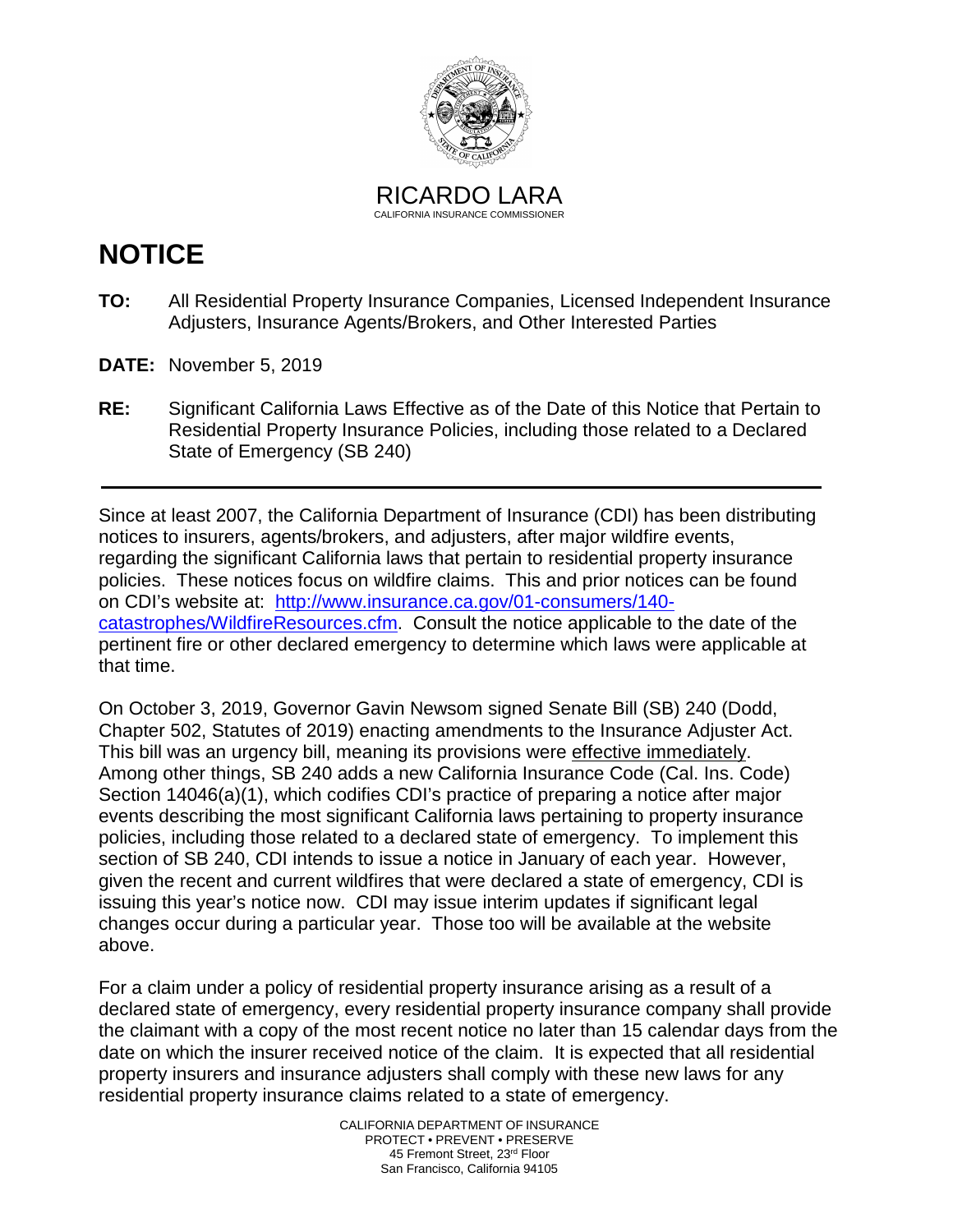RICARDO LARA
CALIFORNIA INSURANCE COMMISSIONER

# NOTICE

**TO:** All Residential Property Insurance Companies, Licensed Independent Insurance Adjusters, Insurance Agents/Brokers, and Other Interested Parties

**DATE:** November 5, 2019

**RE:** Significant California Laws Effective as of the Date of this Notice that Pertain to Residential Property Insurance Policies, including those related to a Declared State of Emergency (SB 240)

---

Since at least 2007, the California Department of Insurance (CDI) has been distributing notices to insurers, agents/brokers, and adjusters, after major wildfire events, regarding the significant California laws that pertain to residential property insurance policies. These notices focus on wildfire claims. This and prior notices can be found on CDI's website at: [http://www.insurance.ca.gov/01-consumers/140-catastrophes/WildfireResources.cfm](http://www.insurance.ca.gov/01-consumers/140-catastrophes/WildfireResources.cfm). Consult the notice applicable to the date of the pertinent fire or other declared emergency to determine which laws were applicable at that time.

On October 3, 2019, Governor Gavin Newsom signed Senate Bill (SB) 240 (Dodd, Chapter 502, Statutes of 2019) enacting amendments to the Insurance Adjuster Act. This bill was an urgency bill, meaning its provisions were effective immediately. Among other things, SB 240 adds a new California Insurance Code (Cal. Ins. Code) Section 14046(a)(1), which codifies CDI's practice of preparing a notice after major events describing the most significant California laws pertaining to property insurance policies, including those related to a declared state of emergency. To implement this section of SB 240, CDI intends to issue a notice in January of each year. However, given the recent and current wildfires that were declared a state of emergency, CDI is issuing this year's notice now. CDI may issue interim updates if significant legal changes occur during a particular year. Those too will be available at the website above.

For a claim under a policy of residential property insurance arising as a result of a declared state of emergency, every residential property insurance company shall provide the claimant with a copy of the most recent notice no later than 15 calendar days from the date on which the insurer received notice of the claim. It is expected that all residential property insurers and insurance adjusters shall comply with these new laws for any residential property insurance claims related to a state of emergency.

CALIFORNIA DEPARTMENT OF INSURANCE
PROTECT • PREVENT • PRESERVE
45 Fremont Street, 23rd Floor
San Francisco, California 94105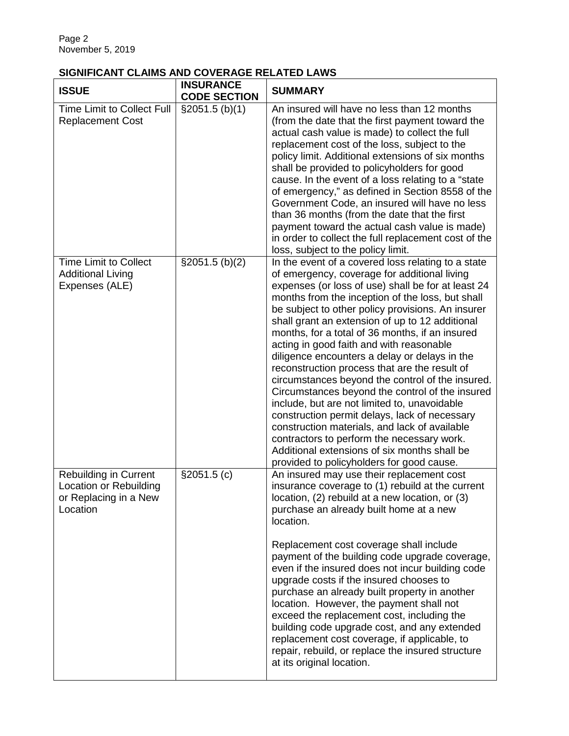**SIGNIFICANT CLAIMS AND COVERAGE RELATED LAWS**

| ISSUE | INSURANCE CODE SECTION | SUMMARY |
|---|---|---|
| Time Limit to Collect Full Replacement Cost | §2051.5 (b)(1) | An insured will have no less than 12 months (from the date that the first payment toward the actual cash value is made) to collect the full replacement cost of the loss, subject to the policy limit. Additional extensions of six months shall be provided to policyholders for good cause. In the event of a loss relating to a "state of emergency," as defined in Section 8558 of the Government Code, an insured will have no less than 36 months (from the date that the first payment toward the actual cash value is made) in order to collect the full replacement cost of the loss, subject to the policy limit. |
| Time Limit to Collect Additional Living Expenses (ALE) | §2051.5 (b)(2) | In the event of a covered loss relating to a state of emergency, coverage for additional living expenses (or loss of use) shall be for at least 24 months from the inception of the loss, but shall be subject to other policy provisions. An insurer shall grant an extension of up to 12 additional months, for a total of 36 months, if an insured acting in good faith and with reasonable diligence encounters a delay or delays in the reconstruction process that are the result of circumstances beyond the control of the insured. Circumstances beyond the control of the insured include, but are not limited to, unavoidable construction permit delays, lack of necessary construction materials, and lack of available contractors to perform the necessary work. Additional extensions of six months shall be provided to policyholders for good cause. |
| Rebuilding in Current Location or Rebuilding or Replacing in a New Location | §2051.5 (c) | An insured may use their replacement cost insurance coverage to (1) rebuild at the current location, (2) rebuild at a new location, or (3) purchase an already built home at a new location.<br><br>Replacement cost coverage shall include payment of the building code upgrade coverage, even if the insured does not incur building code upgrade costs if the insured chooses to purchase an already built property in another location. However, the payment shall not exceed the replacement cost, including the building code upgrade cost, and any extended replacement cost coverage, if applicable, to repair, rebuild, or replace the insured structure at its original location. |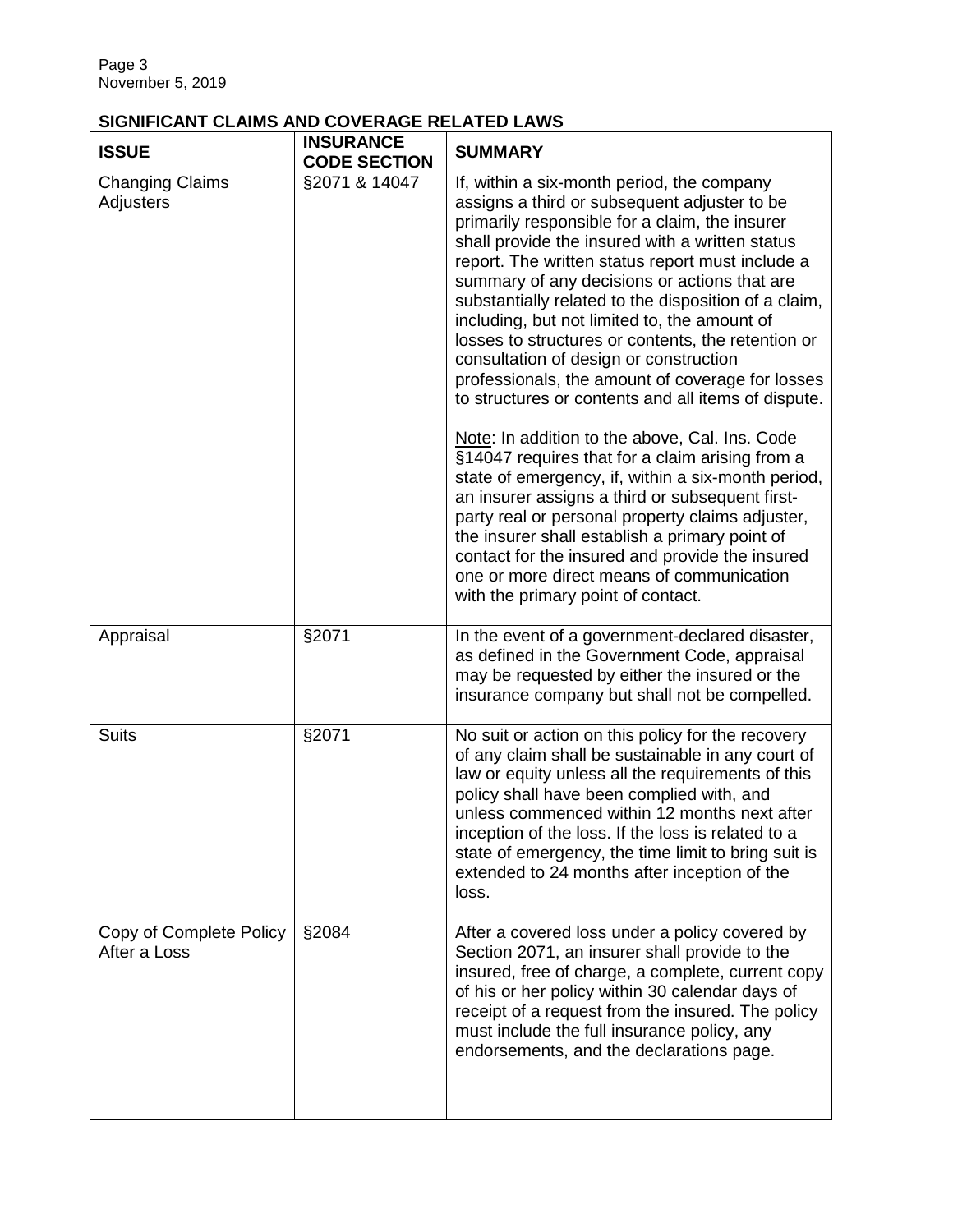## SIGNIFICANT CLAIMS AND COVERAGE RELATED LAWS

| ISSUE | INSURANCE CODE SECTION | SUMMARY |
|---|---|---|
| Changing Claims Adjusters | §2071 & 14047 | If, within a six-month period, the company assigns a third or subsequent adjuster to be primarily responsible for a claim, the insurer shall provide the insured with a written status report. The written status report must include a summary of any decisions or actions that are substantially related to the disposition of a claim, including, but not limited to, the amount of losses to structures or contents, the retention or consultation of design or construction professionals, the amount of coverage for losses to structures or contents and all items of dispute.<br><br><u>Note</u>: In addition to the above, Cal. Ins. Code §14047 requires that for a claim arising from a state of emergency, if, within a six-month period, an insurer assigns a third or subsequent first-party real or personal property claims adjuster, the insurer shall establish a primary point of contact for the insured and provide the insured one or more direct means of communication with the primary point of contact. |
| Appraisal | §2071 | In the event of a government-declared disaster, as defined in the Government Code, appraisal may be requested by either the insured or the insurance company but shall not be compelled. |
| Suits | §2071 | No suit or action on this policy for the recovery of any claim shall be sustainable in any court of law or equity unless all the requirements of this policy shall have been complied with, and unless commenced within 12 months next after inception of the loss. If the loss is related to a state of emergency, the time limit to bring suit is extended to 24 months after inception of the loss. |
| Copy of Complete Policy After a Loss | §2084 | After a covered loss under a policy covered by Section 2071, an insurer shall provide to the insured, free of charge, a complete, current copy of his or her policy within 30 calendar days of receipt of a request from the insured. The policy must include the full insurance policy, any endorsements, and the declarations page. |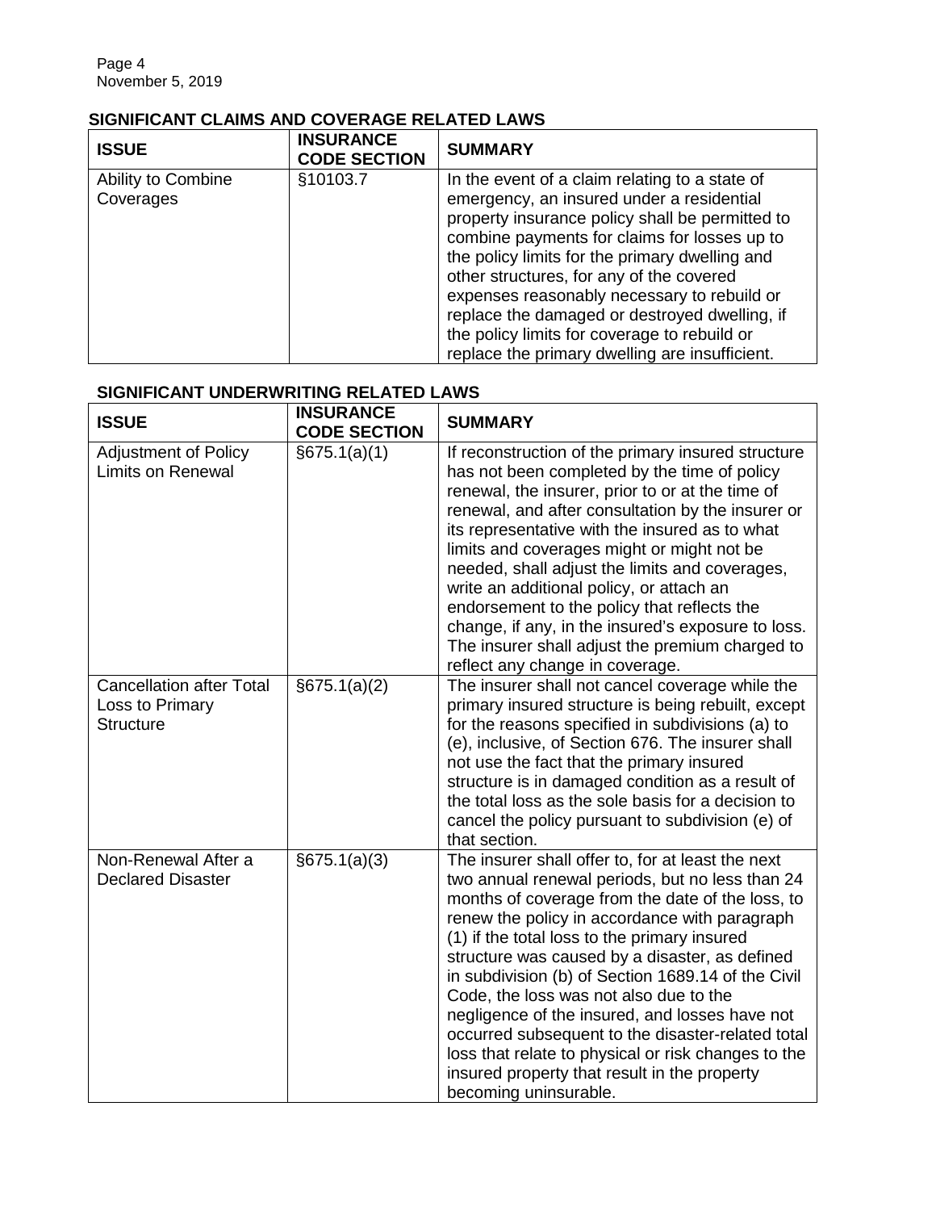## SIGNIFICANT CLAIMS AND COVERAGE RELATED LAWS

| ISSUE | INSURANCE CODE SECTION | SUMMARY |
|---|---|---|
| Ability to Combine Coverages | §10103.7 | In the event of a claim relating to a state of emergency, an insured under a residential property insurance policy shall be permitted to combine payments for claims for losses up to the policy limits for the primary dwelling and other structures, for any of the covered expenses reasonably necessary to rebuild or replace the damaged or destroyed dwelling, if the policy limits for coverage to rebuild or replace the primary dwelling are insufficient. |

## SIGNIFICANT UNDERWRITING RELATED LAWS

| ISSUE | INSURANCE CODE SECTION | SUMMARY |
|---|---|---|
| Adjustment of Policy Limits on Renewal | §675.1(a)(1) | If reconstruction of the primary insured structure has not been completed by the time of policy renewal, the insurer, prior to or at the time of renewal, and after consultation by the insurer or its representative with the insured as to what limits and coverages might or might not be needed, shall adjust the limits and coverages, write an additional policy, or attach an endorsement to the policy that reflects the change, if any, in the insured's exposure to loss. The insurer shall adjust the premium charged to reflect any change in coverage. |
| Cancellation after Total Loss to Primary Structure | §675.1(a)(2) | The insurer shall not cancel coverage while the primary insured structure is being rebuilt, except for the reasons specified in subdivisions (a) to (e), inclusive, of Section 676. The insurer shall not use the fact that the primary insured structure is in damaged condition as a result of the total loss as the sole basis for a decision to cancel the policy pursuant to subdivision (e) of that section. |
| Non-Renewal After a Declared Disaster | §675.1(a)(3) | The insurer shall offer to, for at least the next two annual renewal periods, but no less than 24 months of coverage from the date of the loss, to renew the policy in accordance with paragraph (1) if the total loss to the primary insured structure was caused by a disaster, as defined in subdivision (b) of Section 1689.14 of the Civil Code, the loss was not also due to the negligence of the insured, and losses have not occurred subsequent to the disaster-related total loss that relate to physical or risk changes to the insured property that result in the property becoming uninsurable. |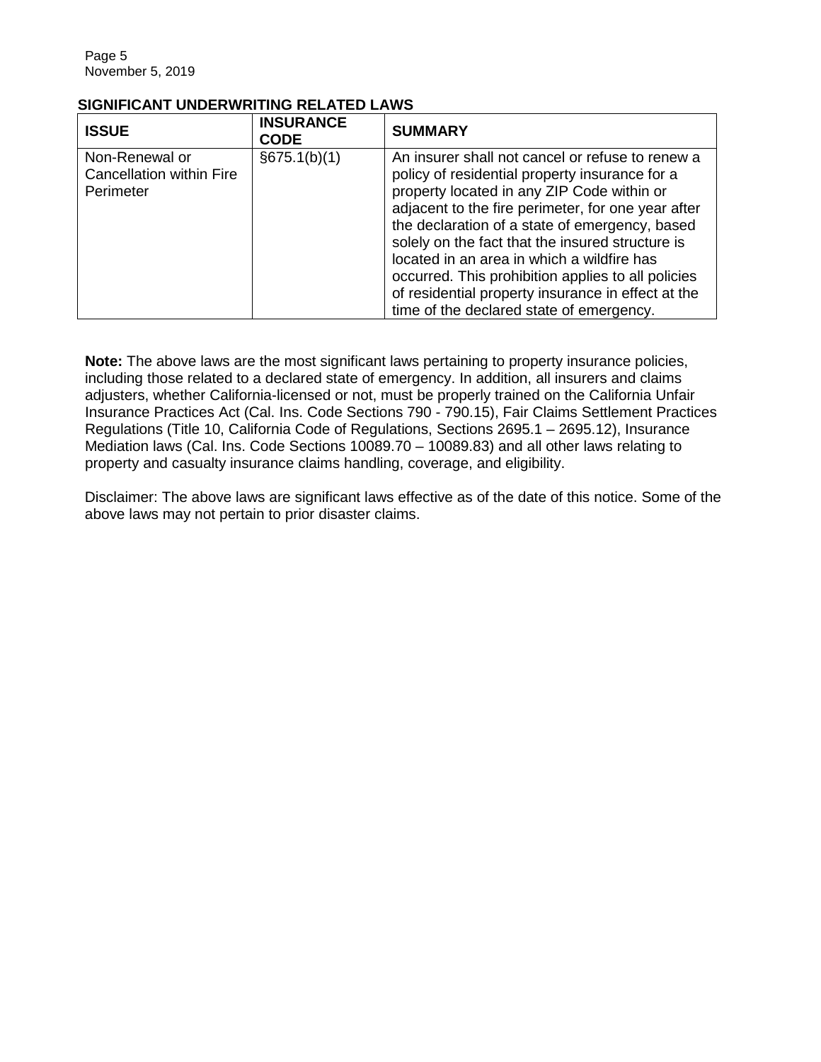## SIGNIFICANT UNDERWRITING RELATED LAWS

| ISSUE | INSURANCE CODE | SUMMARY |
|---|---|---|
| Non-Renewal or Cancellation within Fire Perimeter | §675.1(b)(1) | An insurer shall not cancel or refuse to renew a policy of residential property insurance for a property located in any ZIP Code within or adjacent to the fire perimeter, for one year after the declaration of a state of emergency, based solely on the fact that the insured structure is located in an area in which a wildfire has occurred. This prohibition applies to all policies of residential property insurance in effect at the time of the declared state of emergency. |

**Note:** The above laws are the most significant laws pertaining to property insurance policies, including those related to a declared state of emergency. In addition, all insurers and claims adjusters, whether California-licensed or not, must be properly trained on the California Unfair Insurance Practices Act (Cal. Ins. Code Sections 790 - 790.15), Fair Claims Settlement Practices Regulations (Title 10, California Code of Regulations, Sections 2695.1 – 2695.12), Insurance Mediation laws (Cal. Ins. Code Sections 10089.70 – 10089.83) and all other laws relating to property and casualty insurance claims handling, coverage, and eligibility.

Disclaimer: The above laws are significant laws effective as of the date of this notice. Some of the above laws may not pertain to prior disaster claims.